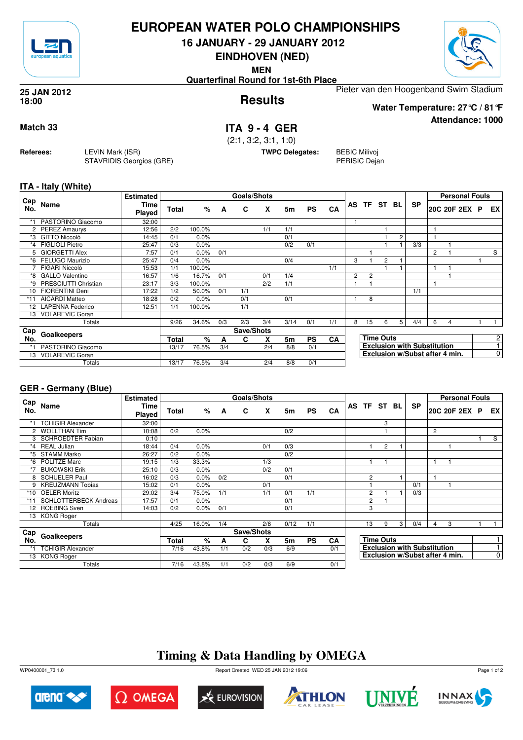# EUROPEAN WATER POLO CHAMPIONSHIPS

## 16 JANUARY - 29 JANUARY 2012

## EINDHOVEN (NED)

**MEN**

**Quarterfinal Round for 1st-6th Place**

**25 JAN 2012**
**18:00**

Pieter van den Hoogenband Swim Stadium

# Results

**Water Temperature: 27°C / 81°F**

**Attendance: 1000**

**Match 33**

## ITA 9 - 4 GER

(2:1, 3:2, 3:1, 1:0)

**Referees:** LEVIN Mark (ISR), STAVRIDIS Georgios (GRE)

**TWPC Delegates:** BEBIC Milivoj, PERISIC Dejan

### ITA - Italy (White)

| Cap No. | Name | Estimated Time Played | Goals/Shots Total | % | A | C | X | 5m | PS | CA | AS | TF | ST | BL | SP | 20C | 20F | 2EX | P | EX |
|---|---|---|---|---|---|---|---|---|---|---|---|---|---|---|---|---|---|---|---|---|
| *1 | PASTORINO Giacomo | 32:00 | | | | | | | | | 1 | | | | | | | | | |
| 2 | PEREZ Amaurys | 12:56 | 2/2 | 100.0% | | | 1/1 | 1/1 | | | | | 1 | | | 1 | | | | |
| *3 | GITTO Niccolò | 14:45 | 0/1 | 0.0% | | | | 0/1 | | | | | 1 | 2 | | 1 | | | | |
| *4 | FIGLIOLI Pietro | 25:47 | 0/3 | 0.0% | | | | 0/2 | 0/1 | | | | 1 | 1 | 3/3 | | 1 | | | |
| 5 | GIORGETTI Alex | 7:57 | 0/1 | 0.0% | 0/1 | | | | | | | 1 | | | | 2 | 1 | | | S |
| *6 | FELUGO Maurizio | 25:47 | 0/4 | 0.0% | | | | 0/4 | | | 3 | 1 | 2 | 1 | | | | | 1 | |
| 7 | FIGARI Niccolò | 15:53 | 1/1 | 100.0% | | | | | | 1/1 | | | 1 | 1 | | 1 | 1 | | | |
| *8 | GALLO Valentino | 16:57 | 1/6 | 16.7% | 0/1 | | 0/1 | 1/4 | | | 2 | 2 | | | | | 1 | | | |
| *9 | PRESCIUTTI Christian | 23:17 | 3/3 | 100.0% | | | 2/2 | 1/1 | | | 1 | 1 | | | | 1 | | | | |
| 10 | FIORENTINI Deni | 17:22 | 1/2 | 50.0% | 0/1 | 1/1 | | | | | | | | | 1/1 | | | | | |
| *11 | AICARDI Matteo | 18:28 | 0/2 | 0.0% | | 0/1 | | 0/1 | | | 1 | 8 | | | | | | | | |
| 12 | LAPENNA Federico | 12:51 | 1/1 | 100.0% | | 1/1 | | | | | | | | | | | | | | |
| 13 | VOLAREVIC Goran | | | | | | | | | | | | | | | | | | | |
| | Totals | | 9/26 | 34.6% | 0/3 | 2/3 | 3/4 | 3/14 | 0/1 | 1/1 | 8 | 15 | 6 | 5 | 4/4 | 6 | 4 | | 1 | 1 |

| Cap No. | Goalkeepers | Save/Shots Total | % | A | C | X | 5m | PS | CA |
|---|---|---|---|---|---|---|---|---|---|
| *1 | PASTORINO Giacomo | 13/17 | 76.5% | 3/4 | | 2/4 | 8/8 | 0/1 | |
| 13 | VOLAREVIC Goran | | | | | | | | |
| | Totals | 13/17 | 76.5% | 3/4 | | 2/4 | 8/8 | 0/1 | |

| | |
|---|---|
| Time Outs | 2 |
| Exclusion with Substitution | 1 |
| Exclusion w/Subst after 4 min. | 0 |

### GER - Germany (Blue)

| Cap No. | Name | Estimated Time Played | Goals/Shots Total | % | A | C | X | 5m | PS | CA | AS | TF | ST | BL | SP | 20C | 20F | 2EX | P | EX |
|---|---|---|---|---|---|---|---|---|---|---|---|---|---|---|---|---|---|---|---|---|
| *1 | TCHIGIR Alexander | 32:00 | | | | | | | | | | | 3 | | | | | | | |
| 2 | WOLLTHAN Tim | 10:08 | 0/2 | 0.0% | | | | 0/2 | | | | | 1 | | | 2 | | | | |
| 3 | SCHROEDTER Fabian | 0:10 | | | | | | | | | | | | | | | | | 1 | S |
| *4 | REAL Julian | 18:44 | 0/4 | 0.0% | | | 0/1 | 0/3 | | | | 1 | 2 | 1 | | | 1 | | | |
| *5 | STAMM Marko | 26:27 | 0/2 | 0.0% | | | | 0/2 | | | | | | | | | | | | |
| *6 | POLITZE Marc | 19:15 | 1/3 | 33.3% | | | 1/3 | | | | | 1 | 1 | | | 1 | 1 | | | |
| *7 | BUKOWSKI Erik | 25:10 | 0/3 | 0.0% | | | 0/2 | 0/1 | | | | | | | | | | | | |
| 8 | SCHUELER Paul | 16:02 | 0/3 | 0.0% | 0/2 | | | 0/1 | | | | 2 | | 1 | | 1 | | | | |
| 9 | KREUZMANN Tobias | 15:02 | 0/1 | 0.0% | | | 0/1 | | | | | 1 | | | 0/1 | | 1 | | | |
| *10 | OELER Moritz | 29:02 | 3/4 | 75.0% | 1/1 | | 1/1 | 0/1 | 1/1 | | | 2 | 1 | 1 | 0/3 | | | | | |
| *11 | SCHLOTTERBECK Andreas | 17:57 | 0/1 | 0.0% | | | | 0/1 | | | | 2 | 1 | | | | | | | |
| 12 | ROEßING Sven | 14:03 | 0/2 | 0.0% | 0/1 | | | 0/1 | | | | 3 | | | | | | | | |
| 13 | KONG Roger | | | | | | | | | | | | | | | | | | | |
| | Totals | | 4/25 | 16.0% | 1/4 | | 2/8 | 0/12 | 1/1 | | | 13 | 9 | 3 | 0/4 | 4 | 3 | | 1 | 1 |

| Cap No. | Goalkeepers | Save/Shots Total | % | A | C | X | 5m | PS | CA |
|---|---|---|---|---|---|---|---|---|---|
| *1 | TCHIGIR Alexander | 7/16 | 43.8% | 1/1 | 0/2 | 0/3 | 6/9 | | 0/1 |
| 13 | KONG Roger | | | | | | | | |
| | Totals | 7/16 | 43.8% | 1/1 | 0/2 | 0/3 | 6/9 | | 0/1 |

| | |
|---|---|
| Time Outs | 1 |
| Exclusion with Substitution | 1 |
| Exclusion w/Subst after 4 min. | 0 |

## Timing & Data Handling by OMEGA

WP0400001_73 1.0 — Report Created WED 25 JAN 2012 19:06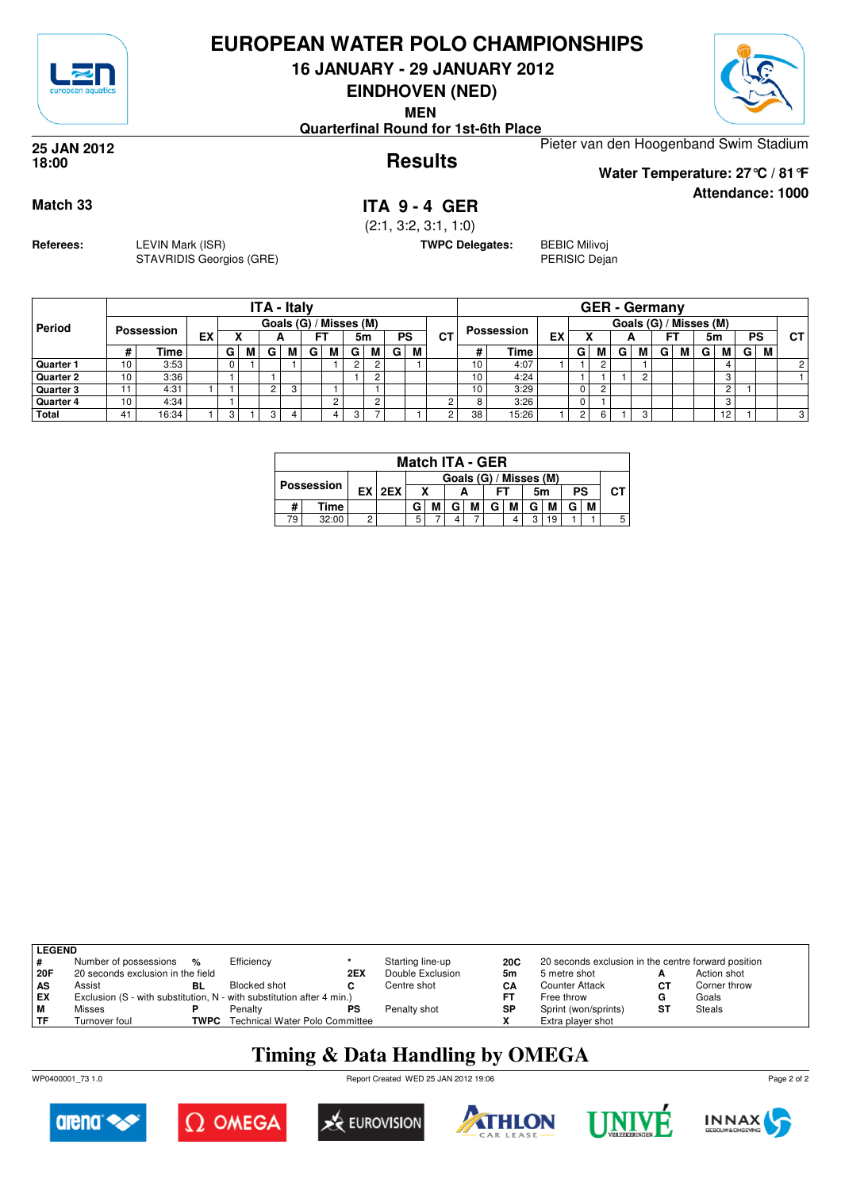# EUROPEAN WATER POLO CHAMPIONSHIPS

**16 JANUARY - 29 JANUARY 2012**

**EINDHOVEN (NED)**

**MEN**

**Quarterfinal Round for 1st-6th Place**

**25 JAN 2012**
**18:00**

Pieter van den Hoogenband Swim Stadium

## Results

**Water Temperature: 27°C / 81°F**

**Attendance: 1000**

**Match 33**

## ITA 9 - 4 GER

(2:1, 3:2, 3:1, 1:0)

**Referees:** LEVIN Mark (ISR), STAVRIDIS Georgios (GRE)

**TWPC Delegates:** BEBIC Milivoj, PERISIC Dejan

| Period | ITA - Italy | | | | | | | | | | | | | | GER - Germany | | | | | | | | | | | | | |
|---|---|---|---|---|---|---|---|---|---|---|---|---|---|---|---|---|---|---|---|---|---|---|---|---|---|---|---|---|
| | Possession | | EX | Goals (G) / Misses (M) | | | | | | | | | | CT | Possession | | EX | Goals (G) / Misses (M) | | | | | | | | | | CT |
| | | | | X | | A | | FT | | 5m | | PS | | | | | | X | | A | | FT | | 5m | | PS | | |
| | # | Time | | G | M | G | M | G | M | G | M | G | M | | # | Time | | G | M | G | M | G | M | G | M | G | M | |
| Quarter 1 | 10 | 3:53 | | 0 | 1 | | 1 | | 1 | 2 | 2 | | 1 | | 10 | 4:07 | 1 | 1 | 2 | | 1 | | | | 4 | | | 2 |
| Quarter 2 | 10 | 3:36 | | 1 | | 1 | | | | 1 | 2 | | | | 10 | 4:24 | | 1 | 1 | 1 | 2 | | | | 3 | | | 1 |
| Quarter 3 | 11 | 4:31 | 1 | 1 | | 2 | 3 | | 1 | | 1 | | | | 10 | 3:29 | | 0 | 2 | | | | | | 2 | 1 | | |
| Quarter 4 | 10 | 4:34 | | 1 | | | | | 2 | | 2 | | | 2 | 8 | 3:26 | | 0 | 1 | | | | | | 3 | | | |
| Total | 41 | 16:34 | 1 | 3 | 1 | 3 | 4 | | 4 | 3 | 7 | | 1 | 2 | 38 | 15:26 | 1 | 2 | 6 | 1 | 3 | | | | 12 | 1 | | 3 |

| Match ITA - GER | | | | | | | | | | | | | | |
|---|---|---|---|---|---|---|---|---|---|---|---|---|---|---|
| Possession | | EX | 2EX | Goals (G) / Misses (M) | | | | | | | | | | CT |
| | | | | X | | A | | FT | | 5m | | PS | | |
| # | Time | | | G | M | G | M | G | M | G | M | G | M | |
| 79 | 32:00 | 2 | | 5 | 7 | 4 | 7 | | 4 | 3 | 19 | 1 | 1 | 5 |

| LEGEND | | | | | | | |
|---|---|---|---|---|---|---|---|
| # | Number of possessions | % | Efficiency | * | Starting line-up | 20C | 20 seconds exclusion in the centre forward position |
| 20F | 20 seconds exclusion in the field | | | 2EX | Double Exclusion | 5m | 5 metre shot |
| AS | Assist | BL | Blocked shot | C | Centre shot | CA | Counter Attack |
| EX | Exclusion (S - with substitution, N - with substitution after 4 min.) | | | | | FT | Free throw |
| M | Misses | P | Penalty | PS | Penalty shot | SP | Sprint (won/sprints) |
| TF | Turnover foul | TWPC | Technical Water Polo Committee | | | X | Extra player shot |

| | |
|---|---|
| A | Action shot |
| CT | Corner throw |
| G | Goals |
| ST | Steals |

## Timing & Data Handling by OMEGA

WP0400001_73 1.0 | Report Created WED 25 JAN 2012 19:06